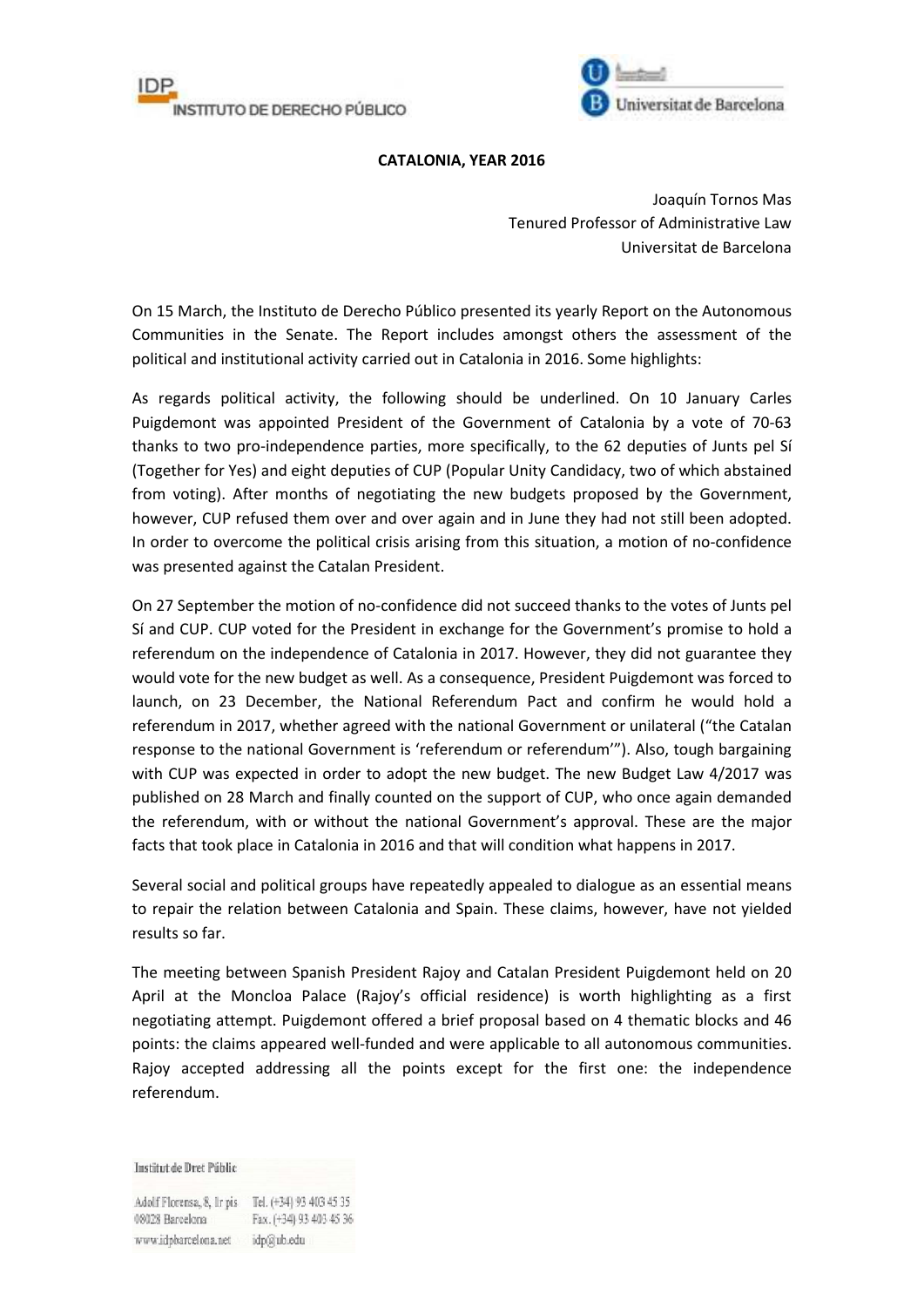# CATALONIA, YEAR 2016

Joaquín Tornos Mas
Tenured Professor of Administrative Law
Universitat de Barcelona

On 15 March, the Instituto de Derecho Público presented its yearly Report on the Autonomous Communities in the Senate. The Report includes amongst others the assessment of the political and institutional activity carried out in Catalonia in 2016. Some highlights:

As regards political activity, the following should be underlined. On 10 January Carles Puigdemont was appointed President of the Government of Catalonia by a vote of 70-63 thanks to two pro-independence parties, more specifically, to the 62 deputies of Junts pel Sí (Together for Yes) and eight deputies of CUP (Popular Unity Candidacy, two of which abstained from voting). After months of negotiating the new budgets proposed by the Government, however, CUP refused them over and over again and in June they had not still been adopted. In order to overcome the political crisis arising from this situation, a motion of no-confidence was presented against the Catalan President.

On 27 September the motion of no-confidence did not succeed thanks to the votes of Junts pel Sí and CUP. CUP voted for the President in exchange for the Government's promise to hold a referendum on the independence of Catalonia in 2017. However, they did not guarantee they would vote for the new budget as well. As a consequence, President Puigdemont was forced to launch, on 23 December, the National Referendum Pact and confirm he would hold a referendum in 2017, whether agreed with the national Government or unilateral ("the Catalan response to the national Government is 'referendum or referendum'"). Also, tough bargaining with CUP was expected in order to adopt the new budget. The new Budget Law 4/2017 was published on 28 March and finally counted on the support of CUP, who once again demanded the referendum, with or without the national Government's approval. These are the major facts that took place in Catalonia in 2016 and that will condition what happens in 2017.

Several social and political groups have repeatedly appealed to dialogue as an essential means to repair the relation between Catalonia and Spain. These claims, however, have not yielded results so far.

The meeting between Spanish President Rajoy and Catalan President Puigdemont held on 20 April at the Moncloa Palace (Rajoy's official residence) is worth highlighting as a first negotiating attempt. Puigdemont offered a brief proposal based on 4 thematic blocks and 46 points: the claims appeared well-funded and were applicable to all autonomous communities. Rajoy accepted addressing all the points except for the first one: the independence referendum.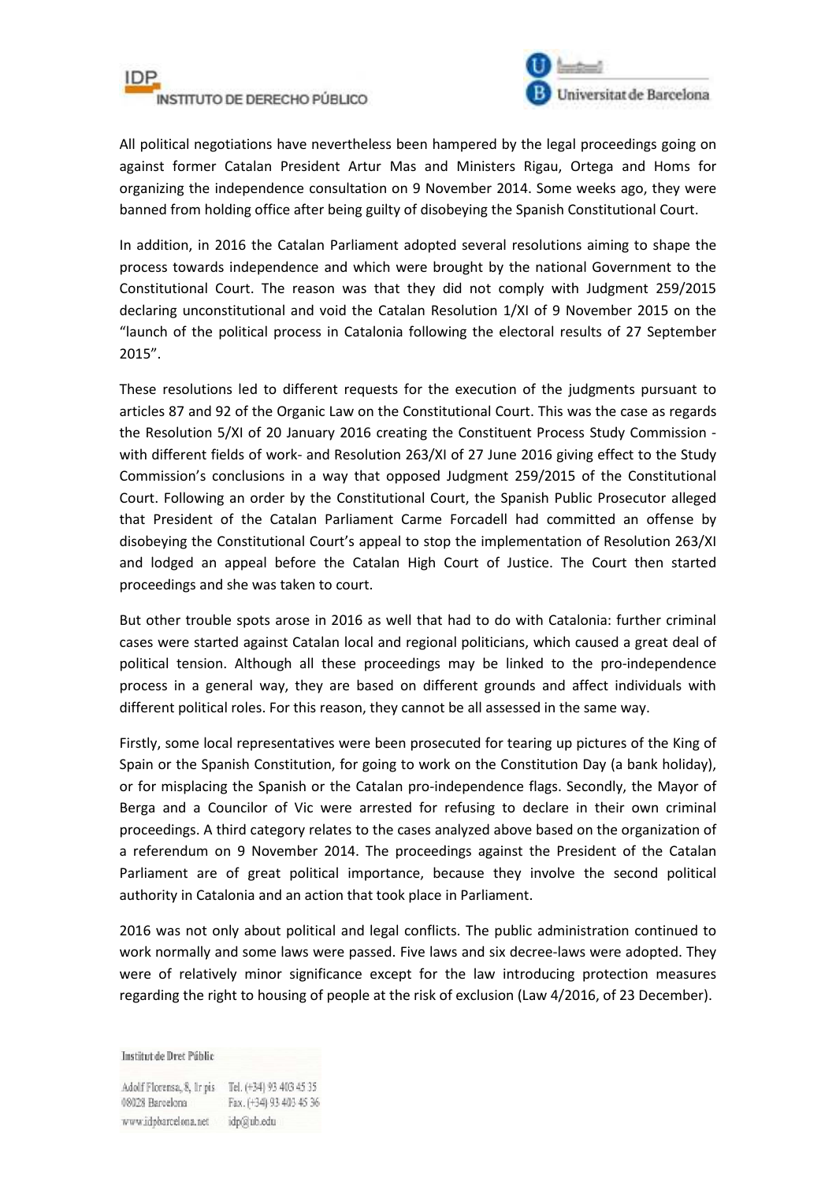All political negotiations have nevertheless been hampered by the legal proceedings going on against former Catalan President Artur Mas and Ministers Rigau, Ortega and Homs for organizing the independence consultation on 9 November 2014. Some weeks ago, they were banned from holding office after being guilty of disobeying the Spanish Constitutional Court.

In addition, in 2016 the Catalan Parliament adopted several resolutions aiming to shape the process towards independence and which were brought by the national Government to the Constitutional Court. The reason was that they did not comply with Judgment 259/2015 declaring unconstitutional and void the Catalan Resolution 1/XI of 9 November 2015 on the "launch of the political process in Catalonia following the electoral results of 27 September 2015".

These resolutions led to different requests for the execution of the judgments pursuant to articles 87 and 92 of the Organic Law on the Constitutional Court. This was the case as regards the Resolution 5/XI of 20 January 2016 creating the Constituent Process Study Commission - with different fields of work- and Resolution 263/XI of 27 June 2016 giving effect to the Study Commission's conclusions in a way that opposed Judgment 259/2015 of the Constitutional Court. Following an order by the Constitutional Court, the Spanish Public Prosecutor alleged that President of the Catalan Parliament Carme Forcadell had committed an offense by disobeying the Constitutional Court's appeal to stop the implementation of Resolution 263/XI and lodged an appeal before the Catalan High Court of Justice. The Court then started proceedings and she was taken to court.

But other trouble spots arose in 2016 as well that had to do with Catalonia: further criminal cases were started against Catalan local and regional politicians, which caused a great deal of political tension. Although all these proceedings may be linked to the pro-independence process in a general way, they are based on different grounds and affect individuals with different political roles. For this reason, they cannot be all assessed in the same way.

Firstly, some local representatives were been prosecuted for tearing up pictures of the King of Spain or the Spanish Constitution, for going to work on the Constitution Day (a bank holiday), or for misplacing the Spanish or the Catalan pro-independence flags. Secondly, the Mayor of Berga and a Councilor of Vic were arrested for refusing to declare in their own criminal proceedings. A third category relates to the cases analyzed above based on the organization of a referendum on 9 November 2014. The proceedings against the President of the Catalan Parliament are of great political importance, because they involve the second political authority in Catalonia and an action that took place in Parliament.

2016 was not only about political and legal conflicts. The public administration continued to work normally and some laws were passed. Five laws and six decree-laws were adopted. They were of relatively minor significance except for the law introducing protection measures regarding the right to housing of people at the risk of exclusion (Law 4/2016, of 23 December).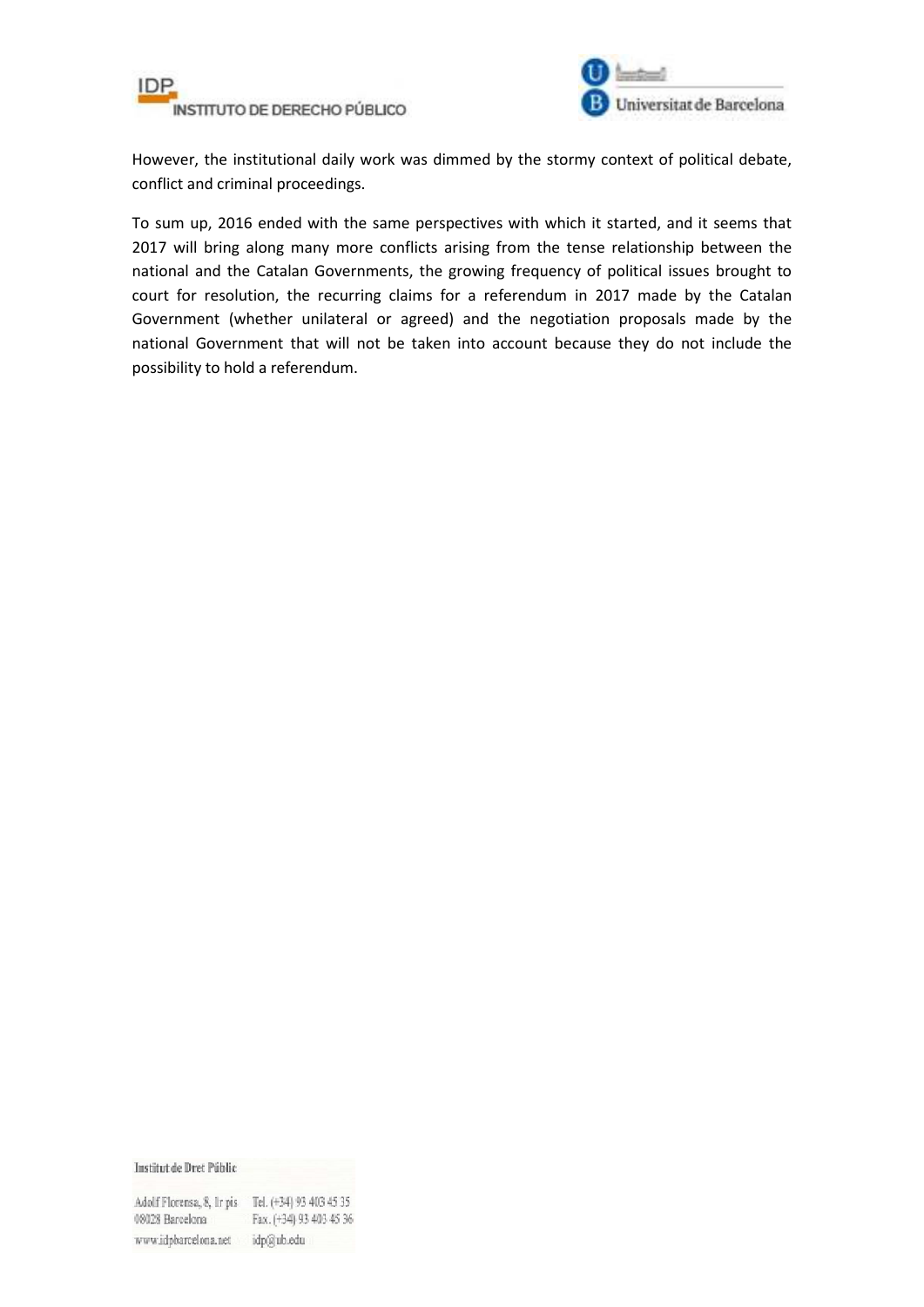However, the institutional daily work was dimmed by the stormy context of political debate, conflict and criminal proceedings.

To sum up, 2016 ended with the same perspectives with which it started, and it seems that 2017 will bring along many more conflicts arising from the tense relationship between the national and the Catalan Governments, the growing frequency of political issues brought to court for resolution, the recurring claims for a referendum in 2017 made by the Catalan Government (whether unilateral or agreed) and the negotiation proposals made by the national Government that will not be taken into account because they do not include the possibility to hold a referendum.